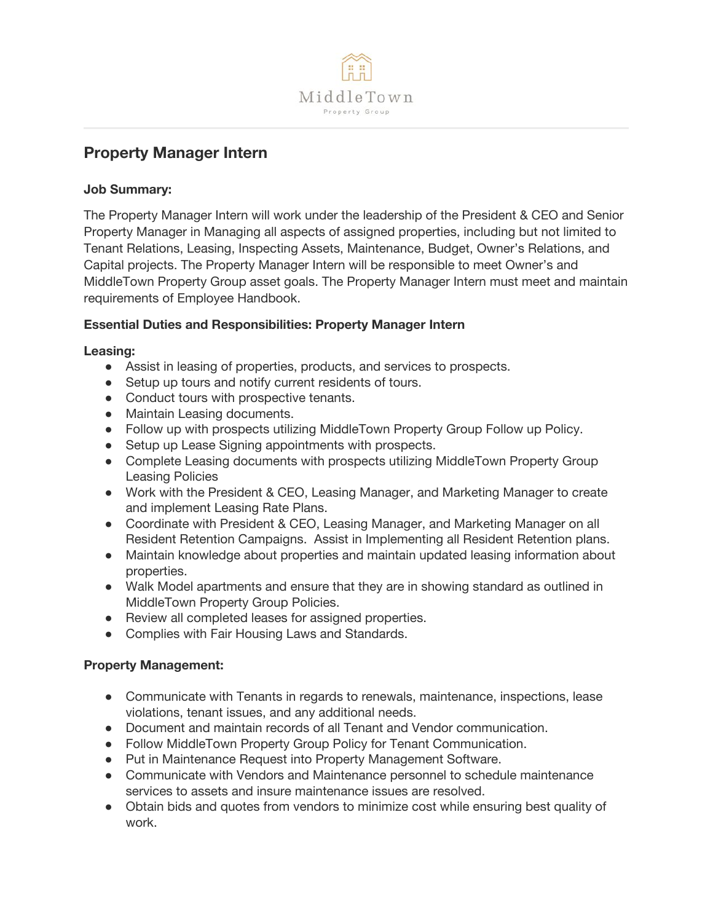MiddleTown

Property Group

## Property Manager Intern

**Job Summary:**

The Property Manager Intern will work under the leadership of the President & CEO and Senior Property Manager in Managing all aspects of assigned properties, including but not limited to Tenant Relations, Leasing, Inspecting Assets, Maintenance, Budget, Owner's Relations, and Capital projects. The Property Manager Intern will be responsible to meet Owner's and MiddleTown Property Group asset goals. The Property Manager Intern must meet and maintain requirements of Employee Handbook.

**Essential Duties and Responsibilities: Property Manager Intern**

**Leasing:**

- Assist in leasing of properties, products, and services to prospects.
- Setup up tours and notify current residents of tours.
- Conduct tours with prospective tenants.
- Maintain Leasing documents.
- Follow up with prospects utilizing MiddleTown Property Group Follow up Policy.
- Setup up Lease Signing appointments with prospects.
- Complete Leasing documents with prospects utilizing MiddleTown Property Group Leasing Policies
- Work with the President & CEO, Leasing Manager, and Marketing Manager to create and implement Leasing Rate Plans.
- Coordinate with President & CEO, Leasing Manager, and Marketing Manager on all Resident Retention Campaigns. Assist in Implementing all Resident Retention plans.
- Maintain knowledge about properties and maintain updated leasing information about properties.
- Walk Model apartments and ensure that they are in showing standard as outlined in MiddleTown Property Group Policies.
- Review all completed leases for assigned properties.
- Complies with Fair Housing Laws and Standards.

**Property Management:**

- Communicate with Tenants in regards to renewals, maintenance, inspections, lease violations, tenant issues, and any additional needs.
- Document and maintain records of all Tenant and Vendor communication.
- Follow MiddleTown Property Group Policy for Tenant Communication.
- Put in Maintenance Request into Property Management Software.
- Communicate with Vendors and Maintenance personnel to schedule maintenance services to assets and insure maintenance issues are resolved.
- Obtain bids and quotes from vendors to minimize cost while ensuring best quality of work.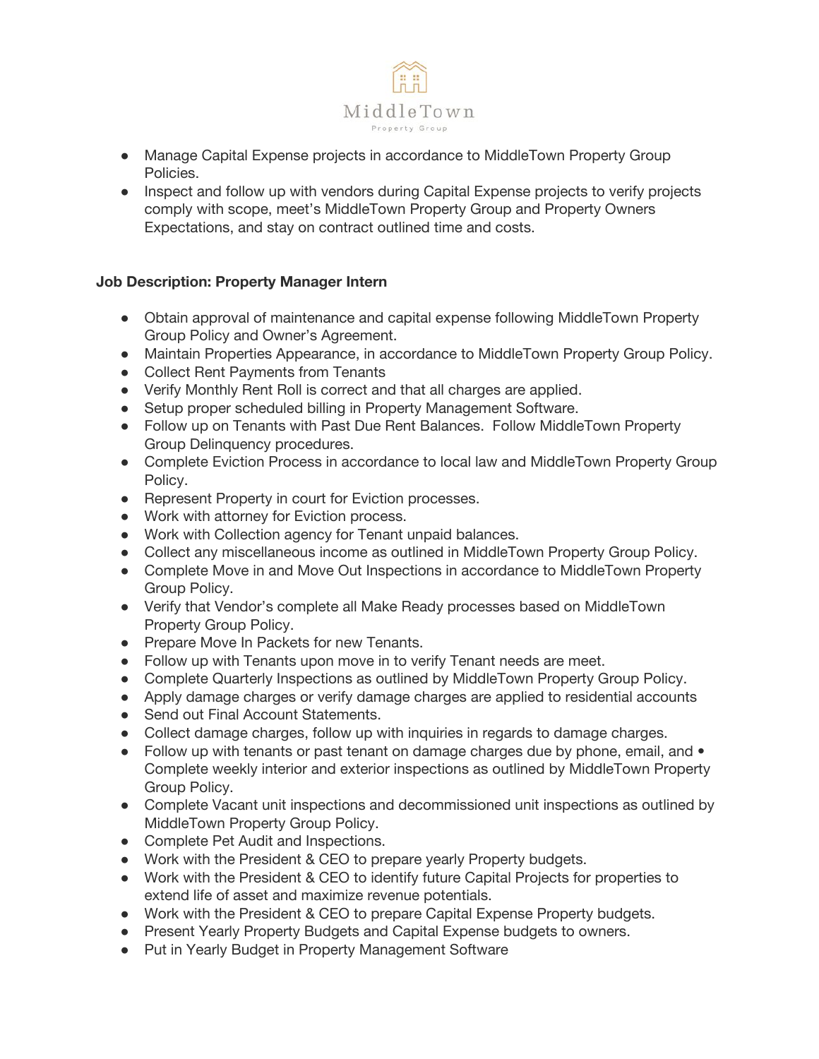- Manage Capital Expense projects in accordance to MiddleTown Property Group Policies.
- Inspect and follow up with vendors during Capital Expense projects to verify projects comply with scope, meet's MiddleTown Property Group and Property Owners Expectations, and stay on contract outlined time and costs.

**Job Description: Property Manager Intern**

- Obtain approval of maintenance and capital expense following MiddleTown Property Group Policy and Owner's Agreement.
- Maintain Properties Appearance, in accordance to MiddleTown Property Group Policy.
- Collect Rent Payments from Tenants
- Verify Monthly Rent Roll is correct and that all charges are applied.
- Setup proper scheduled billing in Property Management Software.
- Follow up on Tenants with Past Due Rent Balances. Follow MiddleTown Property Group Delinquency procedures.
- Complete Eviction Process in accordance to local law and MiddleTown Property Group Policy.
- Represent Property in court for Eviction processes.
- Work with attorney for Eviction process.
- Work with Collection agency for Tenant unpaid balances.
- Collect any miscellaneous income as outlined in MiddleTown Property Group Policy.
- Complete Move in and Move Out Inspections in accordance to MiddleTown Property Group Policy.
- Verify that Vendor's complete all Make Ready processes based on MiddleTown Property Group Policy.
- Prepare Move In Packets for new Tenants.
- Follow up with Tenants upon move in to verify Tenant needs are meet.
- Complete Quarterly Inspections as outlined by MiddleTown Property Group Policy.
- Apply damage charges or verify damage charges are applied to residential accounts
- Send out Final Account Statements.
- Collect damage charges, follow up with inquiries in regards to damage charges.
- Follow up with tenants or past tenant on damage charges due by phone, email, and • Complete weekly interior and exterior inspections as outlined by MiddleTown Property Group Policy.
- Complete Vacant unit inspections and decommissioned unit inspections as outlined by MiddleTown Property Group Policy.
- Complete Pet Audit and Inspections.
- Work with the President & CEO to prepare yearly Property budgets.
- Work with the President & CEO to identify future Capital Projects for properties to extend life of asset and maximize revenue potentials.
- Work with the President & CEO to prepare Capital Expense Property budgets.
- Present Yearly Property Budgets and Capital Expense budgets to owners.
- Put in Yearly Budget in Property Management Software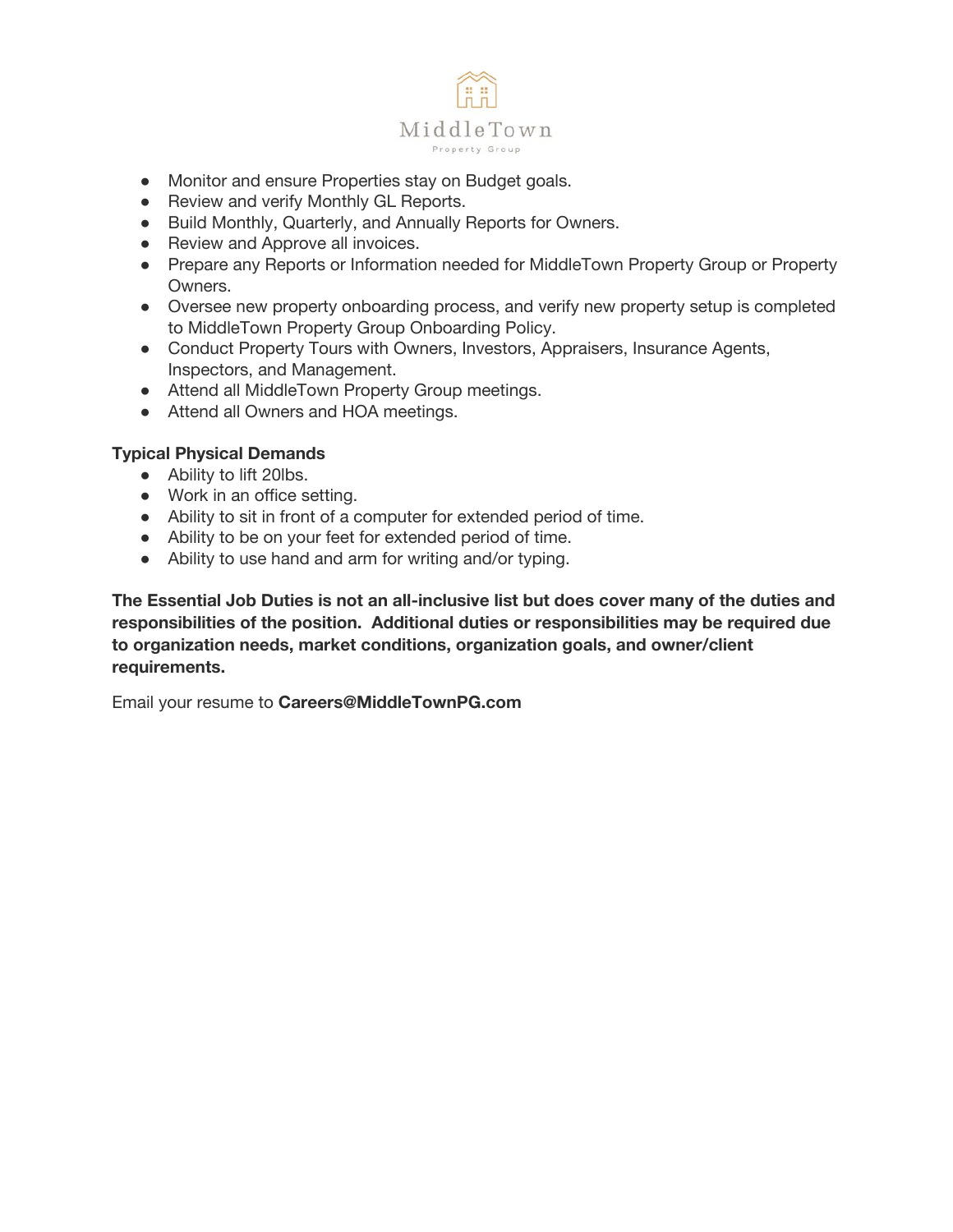- Monitor and ensure Properties stay on Budget goals.
- Review and verify Monthly GL Reports.
- Build Monthly, Quarterly, and Annually Reports for Owners.
- Review and Approve all invoices.
- Prepare any Reports or Information needed for MiddleTown Property Group or Property Owners.
- Oversee new property onboarding process, and verify new property setup is completed to MiddleTown Property Group Onboarding Policy.
- Conduct Property Tours with Owners, Investors, Appraisers, Insurance Agents, Inspectors, and Management.
- Attend all MiddleTown Property Group meetings.
- Attend all Owners and HOA meetings.

**Typical Physical Demands**

- Ability to lift 20lbs.
- Work in an office setting.
- Ability to sit in front of a computer for extended period of time.
- Ability to be on your feet for extended period of time.
- Ability to use hand and arm for writing and/or typing.

**The Essential Job Duties is not an all-inclusive list but does cover many of the duties and responsibilities of the position. Additional duties or responsibilities may be required due to organization needs, market conditions, organization goals, and owner/client requirements.**

Email your resume to **Careers@MiddleTownPG.com**